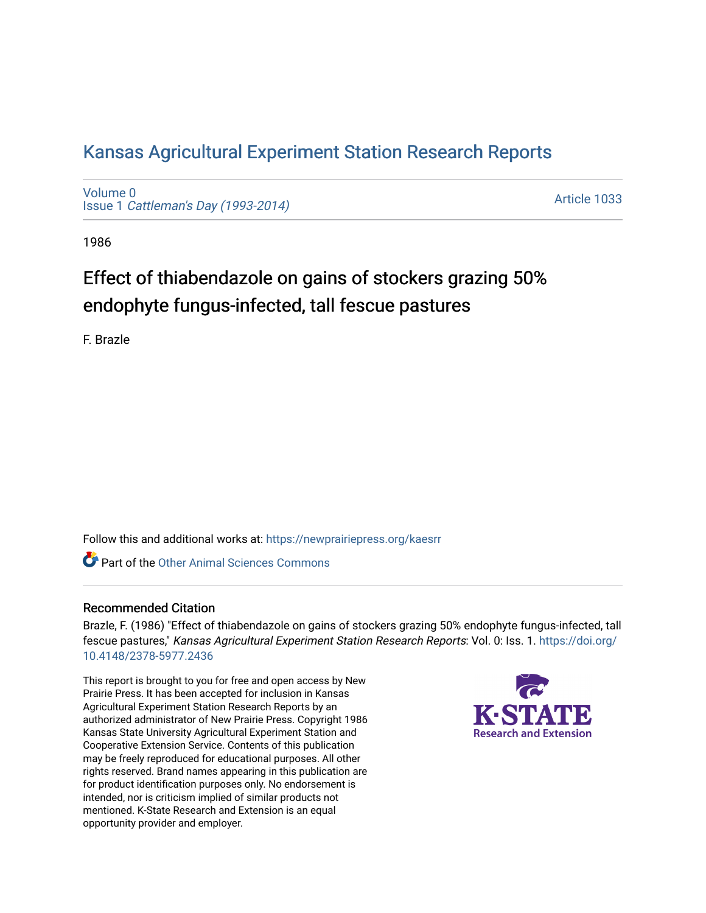# Kansas Agricultural Experiment Station Research Reports

Volume 0
Issue 1 *Cattleman's Day (1993-2014)*

Article 1033

1986

## Effect of thiabendazole on gains of stockers grazing 50% endophyte fungus-infected, tall fescue pastures

F. Brazle

Follow this and additional works at: https://newprairiepress.org/kaesrr

Part of the Other Animal Sciences Commons

### Recommended Citation

Brazle, F. (1986) "Effect of thiabendazole on gains of stockers grazing 50% endophyte fungus-infected, tall fescue pastures," *Kansas Agricultural Experiment Station Research Reports*: Vol. 0: Iss. 1. https://doi.org/10.4148/2378-5977.2436

This report is brought to you for free and open access by New Prairie Press. It has been accepted for inclusion in Kansas Agricultural Experiment Station Research Reports by an authorized administrator of New Prairie Press. Copyright 1986 Kansas State University Agricultural Experiment Station and Cooperative Extension Service. Contents of this publication may be freely reproduced for educational purposes. All other rights reserved. Brand names appearing in this publication are for product identification purposes only. No endorsement is intended, nor is criticism implied of similar products not mentioned. K-State Research and Extension is an equal opportunity provider and employer.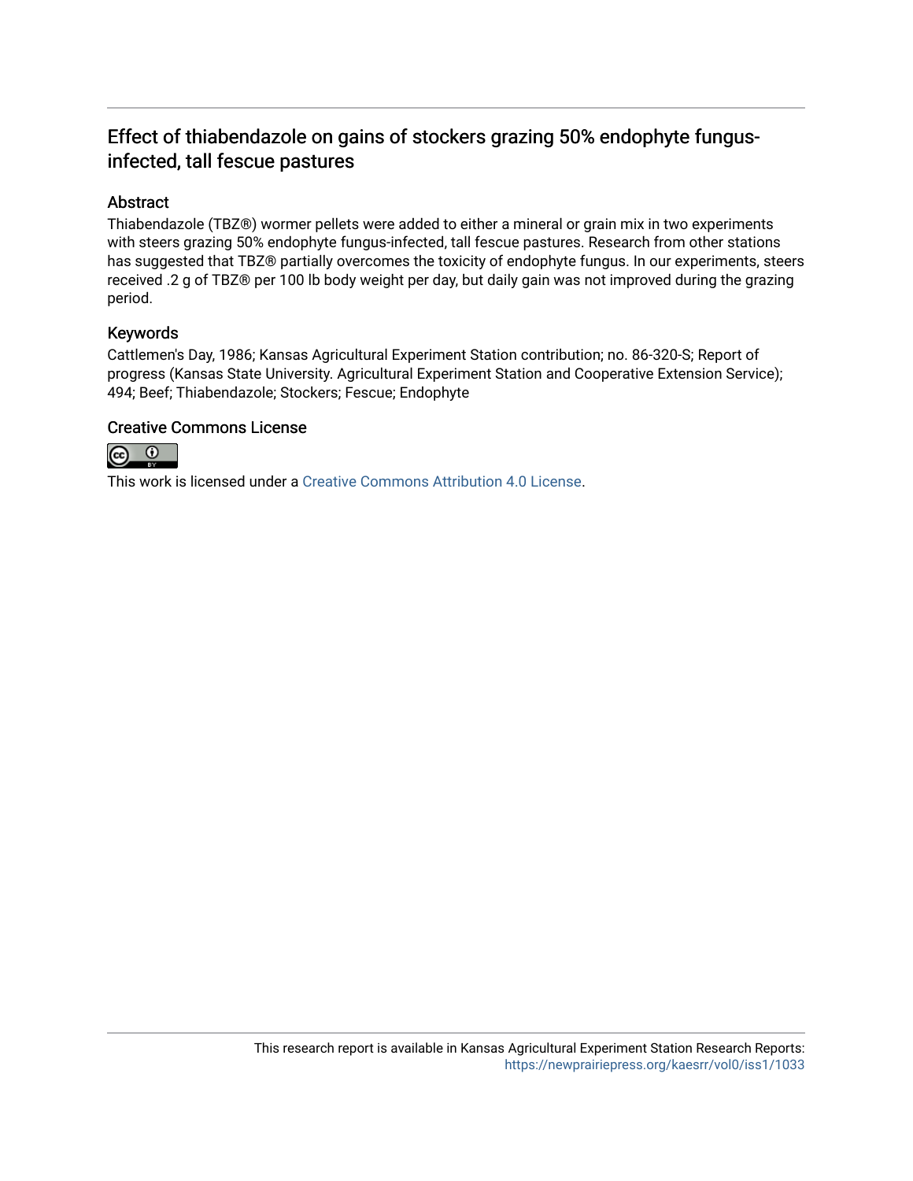# Effect of thiabendazole on gains of stockers grazing 50% endophyte fungus-infected, tall fescue pastures

## Abstract

Thiabendazole (TBZ®) wormer pellets were added to either a mineral or grain mix in two experiments with steers grazing 50% endophyte fungus-infected, tall fescue pastures. Research from other stations has suggested that TBZ® partially overcomes the toxicity of endophyte fungus. In our experiments, steers received .2 g of TBZ® per 100 lb body weight per day, but daily gain was not improved during the grazing period.

## Keywords

Cattlemen's Day, 1986; Kansas Agricultural Experiment Station contribution; no. 86-320-S; Report of progress (Kansas State University. Agricultural Experiment Station and Cooperative Extension Service); 494; Beef; Thiabendazole; Stockers; Fescue; Endophyte

## Creative Commons License

This work is licensed under a Creative Commons Attribution 4.0 License.

This research report is available in Kansas Agricultural Experiment Station Research Reports: https://newprairiepress.org/kaesrr/vol0/iss1/1033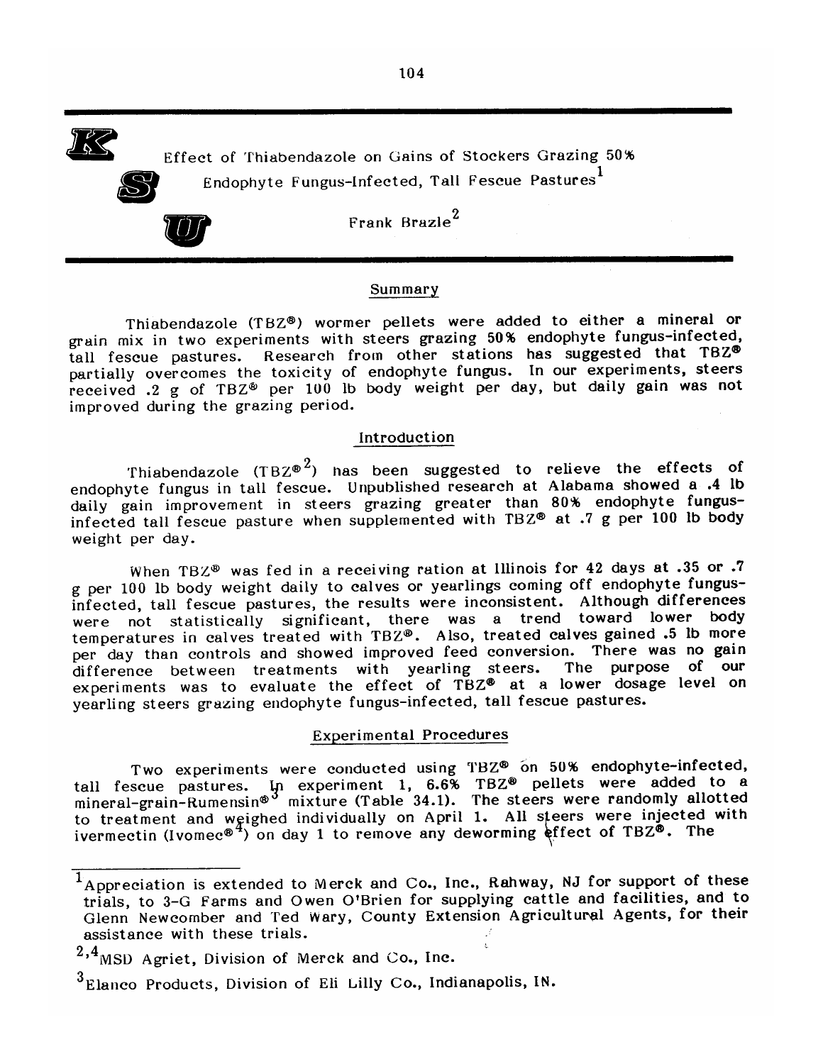# Effect of Thiabendazole on Gains of Stockers Grazing 50% Endophyte Fungus-Infected, Tall Fescue Pastures[1]

Frank Brazle[2]

## Summary

Thiabendazole (TBZ®) wormer pellets were added to either a mineral or grain mix in two experiments with steers grazing 50% endophyte fungus-infected, tall fescue pastures. Research from other stations has suggested that TBZ® partially overcomes the toxicity of endophyte fungus. In our experiments, steers received .2 g of TBZ® per 100 lb body weight per day, but daily gain was not improved during the grazing period.

## Introduction

Thiabendazole (TBZ®[2]) has been suggested to relieve the effects of endophyte fungus in tall fescue. Unpublished research at Alabama showed a .4 lb daily gain improvement in steers grazing greater than 80% endophyte fungus-infected tall fescue pasture when supplemented with TBZ® at .7 g per 100 lb body weight per day.

When TBZ® was fed in a receiving ration at Illinois for 42 days at .35 or .7 g per 100 lb body weight daily to calves or yearlings coming off endophyte fungus-infected, tall fescue pastures, the results were inconsistent. Although differences were not statistically significant, there was a trend toward lower body temperatures in calves treated with TBZ®. Also, treated calves gained .5 lb more per day than controls and showed improved feed conversion. There was no gain difference between treatments with yearling steers. The purpose of our experiments was to evaluate the effect of TBZ® at a lower dosage level on yearling steers grazing endophyte fungus-infected, tall fescue pastures.

## Experimental Procedures

Two experiments were conducted using TBZ® on 50% endophyte-infected, tall fescue pastures. In experiment 1, 6.6% TBZ® pellets were added to a mineral-grain-Rumensin®[3] mixture (Table 34.1). The steers were randomly allotted to treatment and weighed individually on April 1. All steers were injected with ivermectin (Ivomec®[4]) on day 1 to remove any deworming effect of TBZ®. The

---

[1] Appreciation is extended to Merck and Co., Inc., Rahway, NJ for support of these trials, to 3-G Farms and Owen O'Brien for supplying cattle and facilities, and to Glenn Newcomber and Ted Wary, County Extension Agricultural Agents, for their assistance with these trials.

[2,4] MSD Agriet, Division of Merck and Co., Inc.

[3] Elanco Products, Division of Eli Lilly Co., Indianapolis, IN.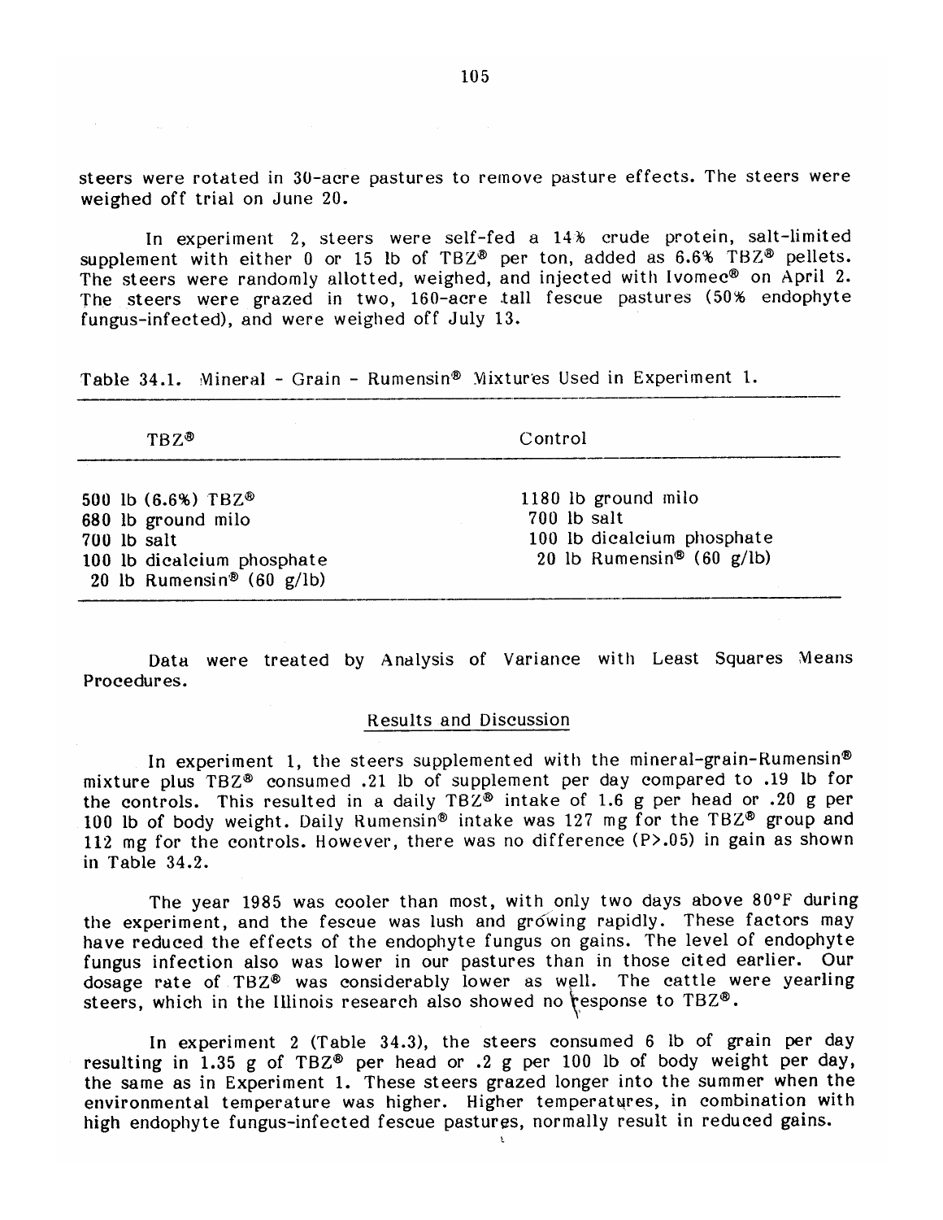steers were rotated in 30-acre pastures to remove pasture effects. The steers were weighed off trial on June 20.

In experiment 2, steers were self-fed a 14% crude protein, salt-limited supplement with either 0 or 15 lb of TBZ® per ton, added as 6.6% TBZ® pellets. The steers were randomly allotted, weighed, and injected with Ivomec® on April 2. The steers were grazed in two, 160-acre tall fescue pastures (50% endophyte fungus-infected), and were weighed off July 13.

Table 34.1. Mineral - Grain - Rumensin® Mixtures Used in Experiment 1.

| TBZ® | Control |
|---|---|
| 500 lb (6.6%) TBZ® | 1180 lb ground milo |
| 680 lb ground milo | 700 lb salt |
| 700 lb salt | 100 lb dicalcium phosphate |
| 100 lb dicalcium phosphate | 20 lb Rumensin® (60 g/lb) |
| 20 lb Rumensin® (60 g/lb) | |

Data were treated by Analysis of Variance with Least Squares Means Procedures.

## Results and Discussion

In experiment 1, the steers supplemented with the mineral-grain-Rumensin® mixture plus TBZ® consumed .21 lb of supplement per day compared to .19 lb for the controls. This resulted in a daily TBZ® intake of 1.6 g per head or .20 g per 100 lb of body weight. Daily Rumensin® intake was 127 mg for the TBZ® group and 112 mg for the controls. However, there was no difference ($P>.05$) in gain as shown in Table 34.2.

The year 1985 was cooler than most, with only two days above 80°F during the experiment, and the fescue was lush and growing rapidly. These factors may have reduced the effects of the endophyte fungus on gains. The level of endophyte fungus infection also was lower in our pastures than in those cited earlier. Our dosage rate of TBZ® was considerably lower as well. The cattle were yearling steers, which in the Illinois research also showed no response to TBZ®.

In experiment 2 (Table 34.3), the steers consumed 6 lb of grain per day resulting in 1.35 g of TBZ® per head or .2 g per 100 lb of body weight per day, the same as in Experiment 1. These steers grazed longer into the summer when the environmental temperature was higher. Higher temperatures, in combination with high endophyte fungus-infected fescue pastures, normally result in reduced gains.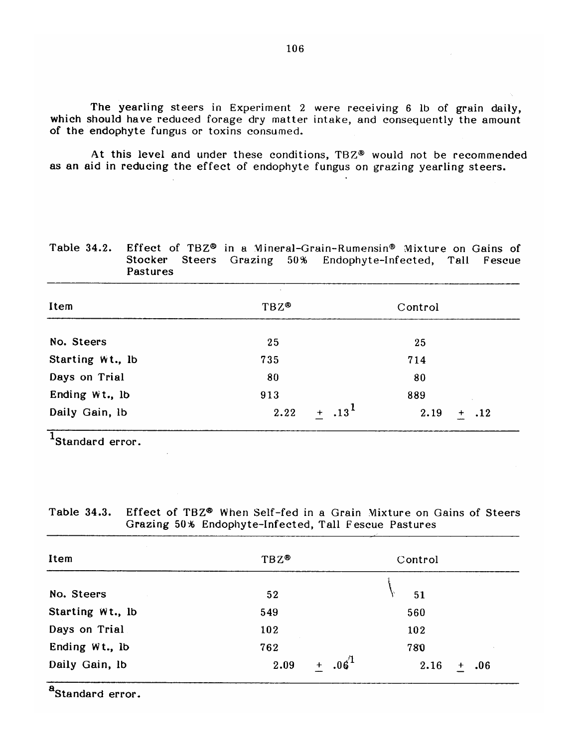The yearling steers in Experiment 2 were receiving 6 lb of grain daily, which should have reduced forage dry matter intake, and consequently the amount of the endophyte fungus or toxins consumed.

At this level and under these conditions, TBZ® would not be recommended as an aid in reducing the effect of endophyte fungus on grazing yearling steers.

Table 34.2. Effect of TBZ® in a Mineral-Grain-Rumensin® Mixture on Gains of Stocker Steers Grazing 50% Endophyte-Infected, Tall Fescue Pastures

| Item | TBZ® | Control |
|---|---|---|
| No. Steers | 25 | 25 |
| Starting Wt., lb | 735 | 714 |
| Days on Trial | 80 | 80 |
| Ending Wt., lb | 913 | 889 |
| Daily Gain, lb | 2.22 ± .13[1] | 2.19 ± .12 |

[1]Standard error.

Table 34.3. Effect of TBZ® When Self-fed in a Grain Mixture on Gains of Steers Grazing 50% Endophyte-Infected, Tall Fescue Pastures

| Item | TBZ® | Control |
|---|---|---|
| No. Steers | 52 | 51 |
| Starting Wt., lb | 549 | 560 |
| Days on Trial | 102 | 102 |
| Ending Wt., lb | 762 | 780 |
| Daily Gain, lb | 2.09 ± .06[1] | 2.16 ± .06 |

[a]Standard error.